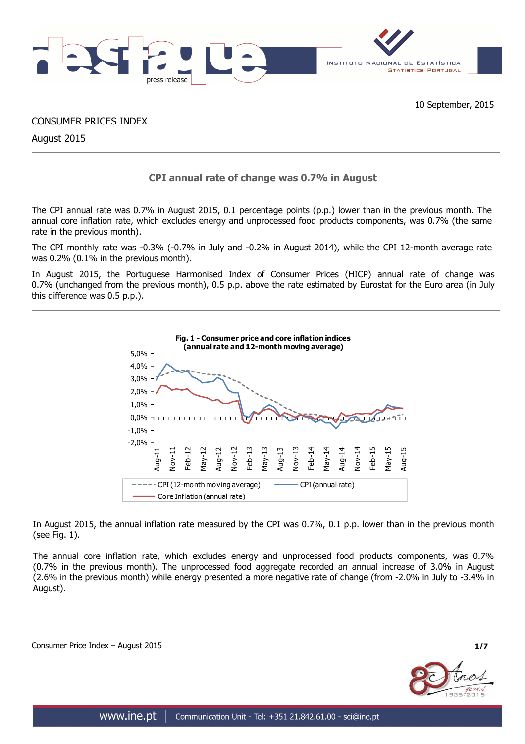10 September, 2015

CONSUMER PRICES INDEX

August 2015

## CPI annual rate of change was 0.7% in August

The CPI annual rate was 0.7% in August 2015, 0.1 percentage points (p.p.) lower than in the previous month. The annual core inflation rate, which excludes energy and unprocessed food products components, was 0.7% (the same rate in the previous month).

The CPI monthly rate was -0.3% (-0.7% in July and -0.2% in August 2014), while the CPI 12-month average rate was 0.2% (0.1% in the previous month).

In August 2015, the Portuguese Harmonised Index of Consumer Prices (HICP) annual rate of change was 0.7% (unchanged from the previous month), 0.5 p.p. above the rate estimated by Eurostat for the Euro area (in July this difference was 0.5 p.p.).

**Fig. 1 - Consumer price and core inflation indices (annual rate and 12-month moving average)**

In August 2015, the annual inflation rate measured by the CPI was 0.7%, 0.1 p.p. lower than in the previous month (see Fig. 1).

The annual core inflation rate, which excludes energy and unprocessed food products components, was 0.7% (0.7% in the previous month). The unprocessed food aggregate recorded an annual increase of 3.0% in August (2.6% in the previous month) while energy presented a more negative rate of change (from -2.0% in July to -3.4% in August).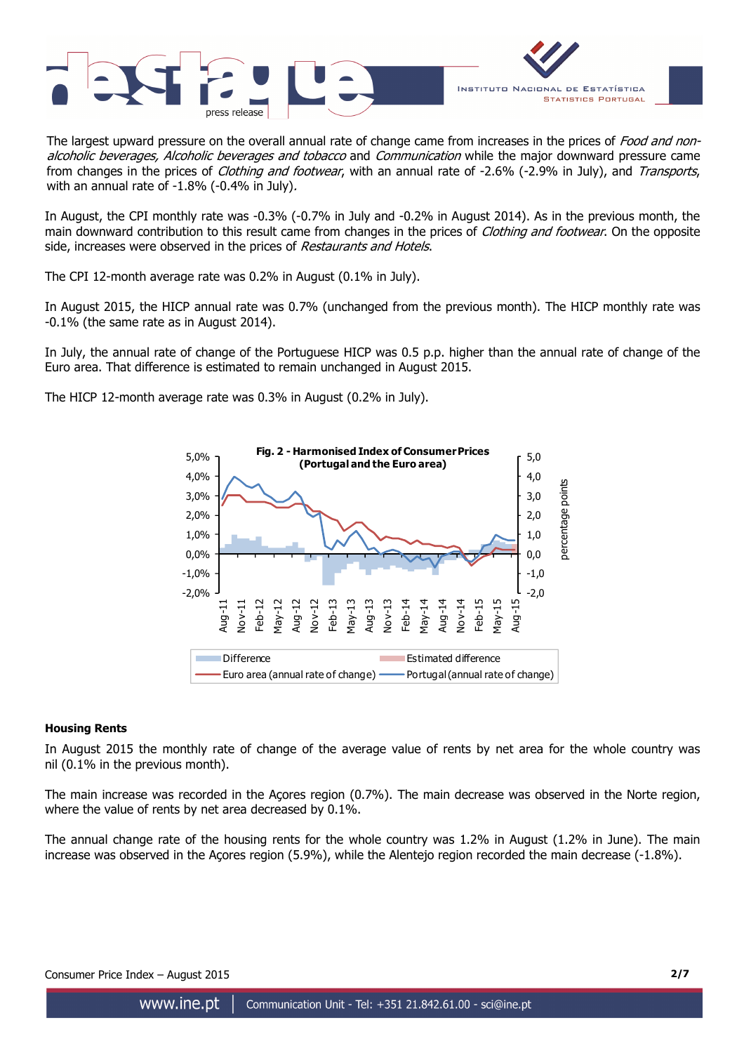The largest upward pressure on the overall annual rate of change came from increases in the prices of *Food and non-alcoholic beverages, Alcoholic beverages and tobacco* and *Communication* while the major downward pressure came from changes in the prices of *Clothing and footwear*, with an annual rate of -2.6% (-2.9% in July), and *Transports*, with an annual rate of -1.8% (-0.4% in July).

In August, the CPI monthly rate was -0.3% (-0.7% in July and -0.2% in August 2014). As in the previous month, the main downward contribution to this result came from changes in the prices of *Clothing and footwear*. On the opposite side, increases were observed in the prices of *Restaurants and Hotels*.

The CPI 12-month average rate was 0.2% in August (0.1% in July).

In August 2015, the HICP annual rate was 0.7% (unchanged from the previous month). The HICP monthly rate was -0.1% (the same rate as in August 2014).

In July, the annual rate of change of the Portuguese HICP was 0.5 p.p. higher than the annual rate of change of the Euro area. That difference is estimated to remain unchanged in August 2015.

The HICP 12-month average rate was 0.3% in August (0.2% in July).

**Fig. 2 - Harmonised Index of Consumer Prices (Portugal and the Euro area)**

### Housing Rents

In August 2015 the monthly rate of change of the average value of rents by net area for the whole country was nil (0.1% in the previous month).

The main increase was recorded in the Açores region (0.7%). The main decrease was observed in the Norte region, where the value of rents by net area decreased by 0.1%.

The annual change rate of the housing rents for the whole country was 1.2% in August (1.2% in June). The main increase was observed in the Açores region (5.9%), while the Alentejo region recorded the main decrease (-1.8%).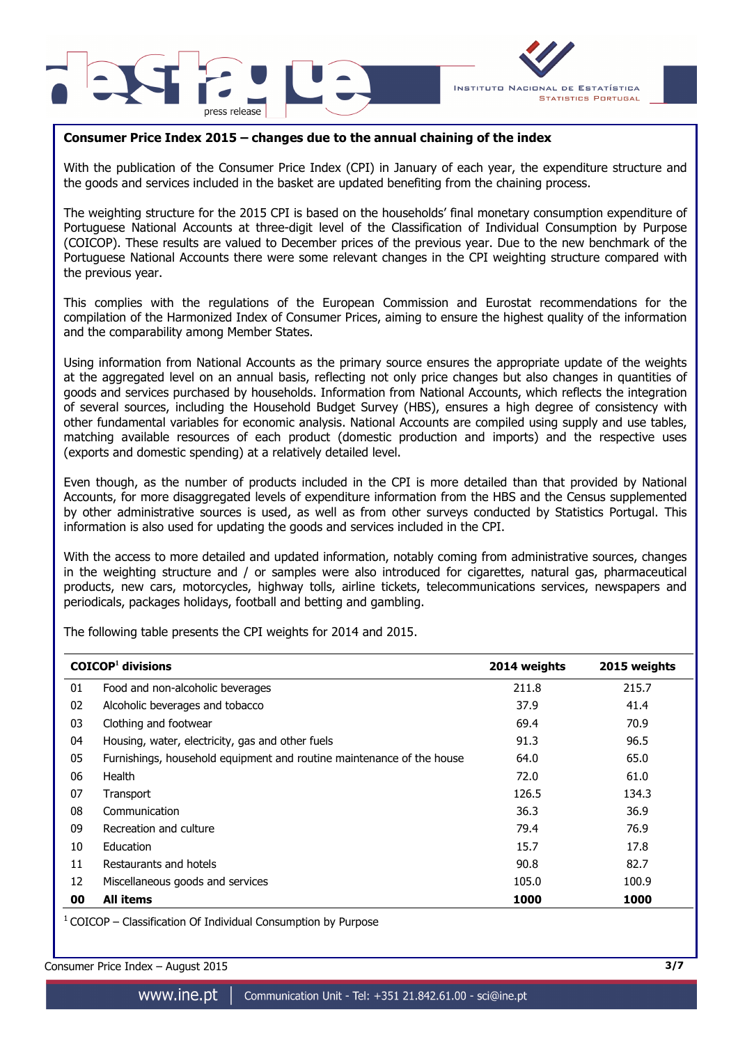**Consumer Price Index 2015 – changes due to the annual chaining of the index**

With the publication of the Consumer Price Index (CPI) in January of each year, the expenditure structure and the goods and services included in the basket are updated benefiting from the chaining process.

The weighting structure for the 2015 CPI is based on the households' final monetary consumption expenditure of Portuguese National Accounts at three-digit level of the Classification of Individual Consumption by Purpose (COICOP). These results are valued to December prices of the previous year. Due to the new benchmark of the Portuguese National Accounts there were some relevant changes in the CPI weighting structure compared with the previous year.

This complies with the regulations of the European Commission and Eurostat recommendations for the compilation of the Harmonized Index of Consumer Prices, aiming to ensure the highest quality of the information and the comparability among Member States.

Using information from National Accounts as the primary source ensures the appropriate update of the weights at the aggregated level on an annual basis, reflecting not only price changes but also changes in quantities of goods and services purchased by households. Information from National Accounts, which reflects the integration of several sources, including the Household Budget Survey (HBS), ensures a high degree of consistency with other fundamental variables for economic analysis. National Accounts are compiled using supply and use tables, matching available resources of each product (domestic production and imports) and the respective uses (exports and domestic spending) at a relatively detailed level.

Even though, as the number of products included in the CPI is more detailed than that provided by National Accounts, for more disaggregated levels of expenditure information from the HBS and the Census supplemented by other administrative sources is used, as well as from other surveys conducted by Statistics Portugal. This information is also used for updating the goods and services included in the CPI.

With the access to more detailed and updated information, notably coming from administrative sources, changes in the weighting structure and / or samples were also introduced for cigarettes, natural gas, pharmaceutical products, new cars, motorcycles, highway tolls, airline tickets, telecommunications services, newspapers and periodicals, packages holidays, football and betting and gambling.

The following table presents the CPI weights for 2014 and 2015.

| COICOP[1] divisions | | 2014 weights | 2015 weights |
|---|---|---|---|
| 01 | Food and non-alcoholic beverages | 211.8 | 215.7 |
| 02 | Alcoholic beverages and tobacco | 37.9 | 41.4 |
| 03 | Clothing and footwear | 69.4 | 70.9 |
| 04 | Housing, water, electricity, gas and other fuels | 91.3 | 96.5 |
| 05 | Furnishings, household equipment and routine maintenance of the house | 64.0 | 65.0 |
| 06 | Health | 72.0 | 61.0 |
| 07 | Transport | 126.5 | 134.3 |
| 08 | Communication | 36.3 | 36.9 |
| 09 | Recreation and culture | 79.4 | 76.9 |
| 10 | Education | 15.7 | 17.8 |
| 11 | Restaurants and hotels | 90.8 | 82.7 |
| 12 | Miscellaneous goods and services | 105.0 | 100.9 |
| **00** | **All items** | **1000** | **1000** |

[1] COICOP – Classification Of Individual Consumption by Purpose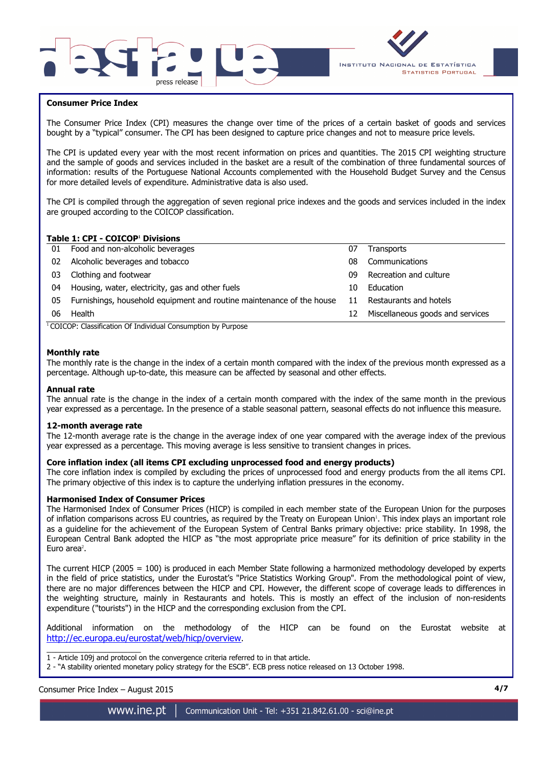## Consumer Price Index

The Consumer Price Index (CPI) measures the change over time of the prices of a certain basket of goods and services bought by a "typical" consumer. The CPI has been designed to capture price changes and not to measure price levels.

The CPI is updated every year with the most recent information on prices and quantities. The 2015 CPI weighting structure and the sample of goods and services included in the basket are a result of the combination of three fundamental sources of information: results of the Portuguese National Accounts complemented with the Household Budget Survey and the Census for more detailed levels of expenditure. Administrative data is also used.

The CPI is compiled through the aggregation of seven regional price indexes and the goods and services included in the index are grouped according to the COICOP classification.

**Table 1: CPI - COICOP[1] Divisions**

| | | | |
|---|---|---|---|
| 01 | Food and non-alcoholic beverages | 07 | Transports |
| 02 | Alcoholic beverages and tobacco | 08 | Communications |
| 03 | Clothing and footwear | 09 | Recreation and culture |
| 04 | Housing, water, electricity, gas and other fuels | 10 | Education |
| 05 | Furnishings, household equipment and routine maintenance of the house | 11 | Restaurants and hotels |
| 06 | Health | 12 | Miscellaneous goods and services |

[1] COICOP: Classification Of Individual Consumption by Purpose

### Monthly rate

The monthly rate is the change in the index of a certain month compared with the index of the previous month expressed as a percentage. Although up-to-date, this measure can be affected by seasonal and other effects.

### Annual rate

The annual rate is the change in the index of a certain month compared with the index of the same month in the previous year expressed as a percentage. In the presence of a stable seasonal pattern, seasonal effects do not influence this measure.

### 12-month average rate

The 12-month average rate is the change in the average index of one year compared with the average index of the previous year expressed as a percentage. This moving average is less sensitive to transient changes in prices.

### Core inflation index (all items CPI excluding unprocessed food and energy products)

The core inflation index is compiled by excluding the prices of unprocessed food and energy products from the all items CPI. The primary objective of this index is to capture the underlying inflation pressures in the economy.

### Harmonised Index of Consumer Prices

The Harmonised Index of Consumer Prices (HICP) is compiled in each member state of the European Union for the purposes of inflation comparisons across EU countries, as required by the Treaty on European Union[1]. This index plays an important role as a guideline for the achievement of the European System of Central Banks primary objective: price stability. In 1998, the European Central Bank adopted the HICP as "the most appropriate price measure" for its definition of price stability in the Euro area[2].

The current HICP (2005 = 100) is produced in each Member State following a harmonized methodology developed by experts in the field of price statistics, under the Eurostat's "Price Statistics Working Group". From the methodological point of view, there are no major differences between the HICP and CPI. However, the different scope of coverage leads to differences in the weighting structure, mainly in Restaurants and hotels. This is mostly an effect of the inclusion of non-residents expenditure ("tourists") in the HICP and the corresponding exclusion from the CPI.

Additional information on the methodology of the HICP can be found on the Eurostat website at http://ec.europa.eu/eurostat/web/hicp/overview.

---

1 - Article 109j and protocol on the convergence criteria referred to in that article.

2 - "A stability oriented monetary policy strategy for the ESCB". ECB press notice released on 13 October 1998.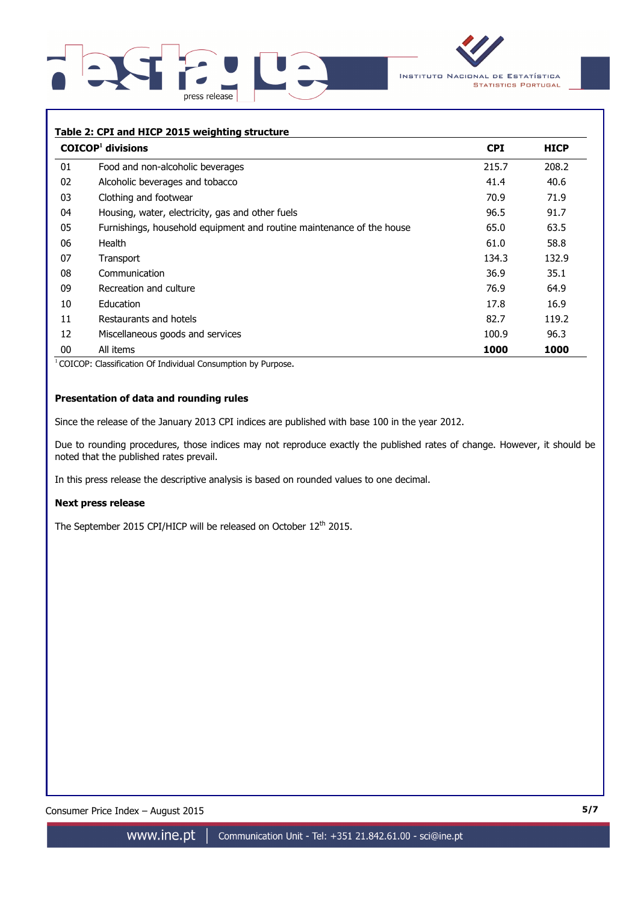**Table 2: CPI and HICP 2015 weighting structure**

| COICOP[1] divisions | | CPI | HICP |
|---|---|---|---|
| 01 | Food and non-alcoholic beverages | 215.7 | 208.2 |
| 02 | Alcoholic beverages and tobacco | 41.4 | 40.6 |
| 03 | Clothing and footwear | 70.9 | 71.9 |
| 04 | Housing, water, electricity, gas and other fuels | 96.5 | 91.7 |
| 05 | Furnishings, household equipment and routine maintenance of the house | 65.0 | 63.5 |
| 06 | Health | 61.0 | 58.8 |
| 07 | Transport | 134.3 | 132.9 |
| 08 | Communication | 36.9 | 35.1 |
| 09 | Recreation and culture | 76.9 | 64.9 |
| 10 | Education | 17.8 | 16.9 |
| 11 | Restaurants and hotels | 82.7 | 119.2 |
| 12 | Miscellaneous goods and services | 100.9 | 96.3 |
| 00 | All items | **1000** | **1000** |

[1] COICOP: Classification Of Individual Consumption by Purpose.

**Presentation of data and rounding rules**

Since the release of the January 2013 CPI indices are published with base 100 in the year 2012.

Due to rounding procedures, those indices may not reproduce exactly the published rates of change. However, it should be noted that the published rates prevail.

In this press release the descriptive analysis is based on rounded values to one decimal.

**Next press release**

The September 2015 CPI/HICP will be released on October 12th 2015.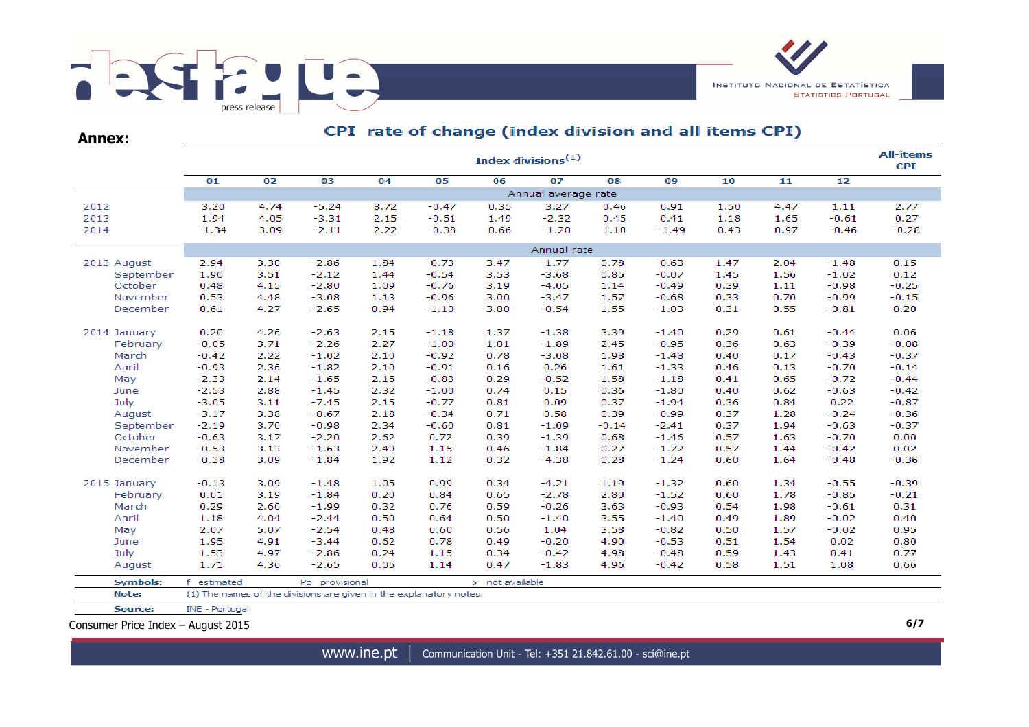**Annex:**

## CPI rate of change (index division and all items CPI)

| | Index divisions(1) | | | | | | | | | | | | All-items CPI |
|---|---|---|---|---|---|---|---|---|---|---|---|---|---|
| | 01 | 02 | 03 | 04 | 05 | 06 | 07 | 08 | 09 | 10 | 11 | 12 | |
| | Annual average rate | | | | | | | | | | | | |
| 2012 | 3.20 | 4.74 | -5.24 | 8.72 | -0.47 | 0.35 | 3.27 | 0.46 | 0.91 | 1.50 | 4.47 | 1.11 | 2.77 |
| 2013 | 1.94 | 4.05 | -3.31 | 2.15 | -0.51 | 1.49 | -2.32 | 0.45 | 0.41 | 1.18 | 1.65 | -0.61 | 0.27 |
| 2014 | -1.34 | 3.09 | -2.11 | 2.22 | -0.38 | 0.66 | -1.20 | 1.10 | -1.49 | 0.43 | 0.97 | -0.46 | -0.28 |
| | Annual rate | | | | | | | | | | | | |
| 2013 August | 2.94 | 3.30 | -2.86 | 1.84 | -0.73 | 3.47 | -1.77 | 0.78 | -0.63 | 1.47 | 2.04 | -1.48 | 0.15 |
| September | 1.90 | 3.51 | -2.12 | 1.44 | -0.54 | 3.53 | -3.68 | 0.85 | -0.07 | 1.45 | 1.56 | -1.02 | 0.12 |
| October | 0.48 | 4.15 | -2.80 | 1.09 | -0.76 | 3.19 | -4.05 | 1.14 | -0.49 | 0.39 | 1.11 | -0.98 | -0.25 |
| November | 0.53 | 4.48 | -3.08 | 1.13 | -0.96 | 3.00 | -3.47 | 1.57 | -0.68 | 0.33 | 0.70 | -0.99 | -0.15 |
| December | 0.61 | 4.27 | -2.65 | 0.94 | -1.10 | 3.00 | -0.54 | 1.55 | -1.03 | 0.31 | 0.55 | -0.81 | 0.20 |
| 2014 January | 0.20 | 4.26 | -2.63 | 2.15 | -1.18 | 1.37 | -1.38 | 3.39 | -1.40 | 0.29 | 0.61 | -0.44 | 0.06 |
| February | -0.05 | 3.71 | -2.26 | 2.27 | -1.00 | 1.01 | -1.89 | 2.45 | -0.95 | 0.36 | 0.63 | -0.39 | -0.08 |
| March | -0.42 | 2.22 | -1.02 | 2.10 | -0.92 | 0.78 | -3.08 | 1.98 | -1.48 | 0.40 | 0.17 | -0.43 | -0.37 |
| April | -0.93 | 2.36 | -1.82 | 2.10 | -0.91 | 0.16 | 0.26 | 1.61 | -1.33 | 0.46 | 0.13 | -0.70 | -0.14 |
| May | -2.33 | 2.14 | -1.65 | 2.15 | -0.83 | 0.29 | -0.52 | 1.58 | -1.18 | 0.41 | 0.65 | -0.72 | -0.44 |
| June | -2.53 | 2.88 | -1.45 | 2.32 | -1.00 | 0.74 | 0.15 | 0.36 | -1.80 | 0.40 | 0.62 | -0.63 | -0.42 |
| July | -3.05 | 3.11 | -7.45 | 2.15 | -0.77 | 0.81 | 0.09 | 0.37 | -1.94 | 0.36 | 0.84 | 0.22 | -0.87 |
| August | -3.17 | 3.38 | -0.67 | 2.18 | -0.34 | 0.71 | 0.58 | 0.39 | -0.99 | 0.37 | 1.28 | -0.24 | -0.36 |
| September | -2.19 | 3.70 | -0.98 | 2.34 | -0.60 | 0.81 | -1.09 | -0.14 | -2.41 | 0.37 | 1.94 | -0.63 | -0.37 |
| October | -0.63 | 3.17 | -2.20 | 2.62 | 0.72 | 0.39 | -1.39 | 0.68 | -1.46 | 0.57 | 1.63 | -0.70 | 0.00 |
| November | -0.53 | 3.13 | -1.63 | 2.40 | 1.15 | 0.46 | -1.84 | 0.27 | -1.72 | 0.57 | 1.44 | -0.42 | 0.02 |
| December | -0.38 | 3.09 | -1.84 | 1.92 | 1.12 | 0.32 | -4.38 | 0.28 | -1.24 | 0.60 | 1.64 | -0.48 | -0.36 |
| 2015 January | -0.13 | 3.09 | -1.48 | 1.05 | 0.99 | 0.34 | -4.21 | 1.19 | -1.32 | 0.60 | 1.34 | -0.55 | -0.39 |
| February | 0.01 | 3.19 | -1.84 | 0.20 | 0.84 | 0.65 | -2.78 | 2.80 | -1.52 | 0.60 | 1.78 | -0.85 | -0.21 |
| March | 0.29 | 2.60 | -1.99 | 0.32 | 0.76 | 0.59 | -0.26 | 3.63 | -0.93 | 0.54 | 1.98 | -0.61 | 0.31 |
| April | 1.18 | 4.04 | -2.44 | 0.50 | 0.64 | 0.50 | -1.40 | 3.55 | -1.40 | 0.49 | 1.89 | -0.02 | 0.40 |
| May | 2.07 | 5.07 | -2.54 | 0.48 | 0.60 | 0.56 | 1.04 | 3.58 | -0.82 | 0.50 | 1.57 | -0.02 | 0.95 |
| June | 1.95 | 4.91 | -3.44 | 0.62 | 0.78 | 0.49 | -0.20 | 4.90 | -0.53 | 0.51 | 1.54 | 0.02 | 0.80 |
| July | 1.53 | 4.97 | -2.86 | 0.24 | 1.15 | 0.34 | -0.42 | 4.98 | -0.48 | 0.59 | 1.43 | 0.41 | 0.77 |
| August | 1.71 | 4.36 | -2.65 | 0.05 | 1.14 | 0.47 | -1.83 | 4.96 | -0.42 | 0.58 | 1.51 | 1.08 | 0.66 |

**Symbols:** f estimated Po provisional x not available

**Note:** (1) The names of the divisions are given in the explanatory notes.

**Source:** INE - Portugal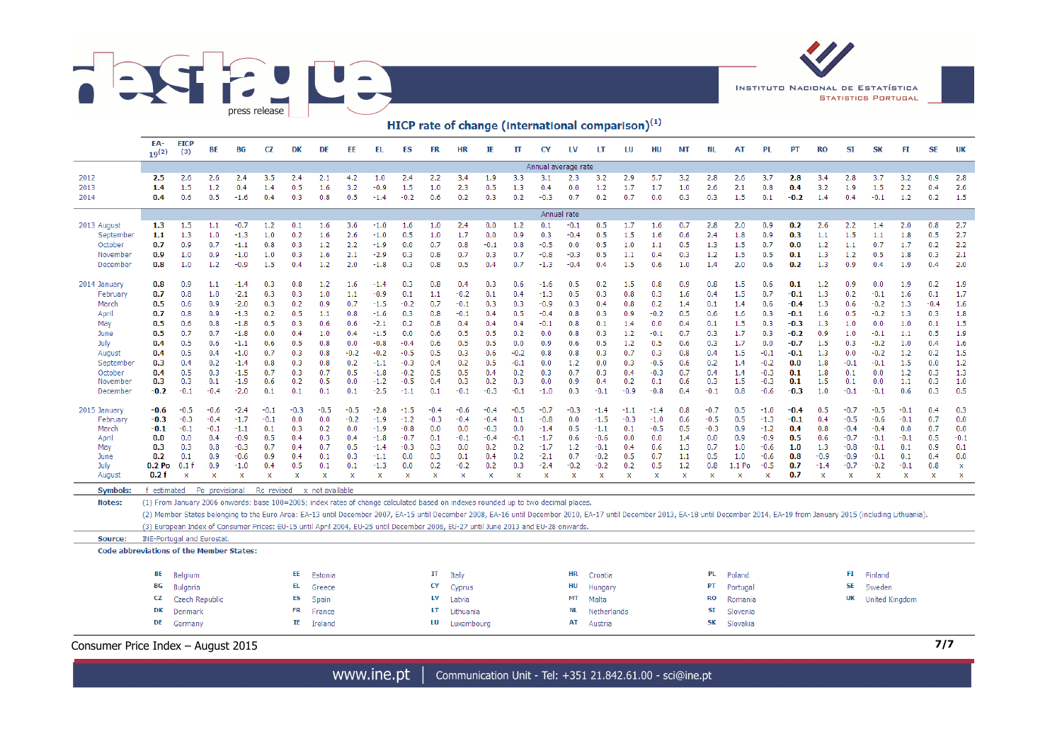## HICP rate of change (international comparison)[1]

| | EA-19[2] | EICP (3) | BE | BG | CZ | DK | DE | EE | EL | ES | FR | HR | IE | IT | CY | LV | LT | LU | HU | MT | NL | AT | PL | PT | RO | SI | SK | FI | SE | UK |
|---|---|---|---|---|---|---|---|---|---|---|---|---|---|---|---|---|---|---|---|---|---|---|---|---|---|---|---|---|---|---|
| | Annual average rate | | | | | | | | | | | | | | | | | | | | | | | | | | | | | |
| 2012 | **2.5** | 2.6 | 2.6 | 2.4 | 3.5 | 2.4 | 2.1 | 4.2 | 1.0 | 2.4 | 2.2 | 3.4 | 1.9 | 3.3 | 3.1 | 2.3 | 3.2 | 2.9 | 5.7 | 3.2 | 2.8 | 2.6 | 3.7 | **2.8** | 3.4 | 2.8 | 3.7 | 3.2 | 0.9 | 2.8 |
| 2013 | **1.4** | 1.5 | 1.2 | 0.4 | 1.4 | 0.5 | 1.6 | 3.2 | -0.9 | 1.5 | 1.0 | 2.3 | 0.5 | 1.3 | 0.4 | 0.0 | 1.2 | 1.7 | 1.7 | 1.0 | 2.6 | 2.1 | 0.8 | **0.4** | 3.2 | 1.9 | 1.5 | 2.2 | 0.4 | 2.6 |
| 2014 | **0.4** | 0.6 | 0.5 | -1.6 | 0.4 | 0.3 | 0.8 | 0.5 | -1.4 | -0.2 | 0.6 | 0.2 | 0.3 | 0.2 | -0.3 | 0.7 | 0.2 | 0.7 | 0.0 | 0.3 | 0.3 | 1.5 | 0.1 | **-0.2** | 1.4 | 0.4 | -0.1 | 1.2 | 0.2 | 1.5 |
| | Annual rate | | | | | | | | | | | | | | | | | | | | | | | | | | | | | |
| 2013 August | **1.3** | 1.5 | 1.1 | -0.7 | 1.2 | 0.1 | 1.6 | 3.6 | -1.0 | 1.6 | 1.0 | 2.4 | 0.0 | 1.2 | 0.1 | -0.1 | 0.5 | 1.7 | 1.6 | 0.7 | 2.8 | 2.0 | 0.9 | **0.2** | 2.6 | 2.2 | 1.4 | 2.0 | 0.8 | 2.7 |
| September | **1.1** | 1.3 | 1.0 | -1.3 | 1.0 | 0.2 | 1.6 | 2.6 | -1.0 | 0.5 | 1.0 | 1.7 | 0.0 | 0.9 | 0.3 | -0.4 | 0.5 | 1.5 | 1.6 | 0.6 | 2.4 | 1.8 | 0.9 | **0.3** | 1.1 | 1.5 | 1.1 | 1.8 | 0.5 | 2.7 |
| October | **0.7** | 0.9 | 0.7 | -1.1 | 0.8 | 0.3 | 1.2 | 2.2 | -1.9 | 0.0 | 0.7 | 0.8 | -0.1 | 0.8 | -0.5 | 0.0 | 0.5 | 1.0 | 1.1 | 0.5 | 1.3 | 1.5 | 0.7 | **0.0** | 1.2 | 1.1 | 0.7 | 1.7 | 0.2 | 2.2 |
| November | **0.9** | 1.0 | 0.9 | -1.0 | 1.0 | 0.3 | 1.6 | 2.1 | -2.9 | 0.3 | 0.8 | 0.7 | 0.3 | 0.7 | -0.8 | -0.3 | 0.5 | 1.1 | 0.4 | 0.3 | 1.2 | 1.5 | 0.5 | **0.1** | 1.3 | 1.2 | 0.5 | 1.8 | 0.3 | 2.1 |
| December | **0.8** | 1.0 | 1.2 | -0.9 | 1.5 | 0.4 | 1.2 | 2.0 | -1.8 | 0.3 | 0.8 | 0.5 | 0.4 | 0.7 | -1.3 | -0.4 | 0.4 | 1.5 | 0.6 | 1.0 | 1.4 | 2.0 | 0.6 | **0.2** | 1.3 | 0.9 | 0.4 | 1.9 | 0.4 | 2.0 |
| 2014 January | **0.8** | 0.9 | 1.1 | -1.4 | 0.3 | 0.8 | 1.2 | 1.6 | -1.4 | 0.3 | 0.8 | 0.4 | 0.3 | 0.6 | -1.6 | 0.5 | 0.2 | 1.5 | 0.8 | 0.9 | 0.8 | 1.5 | 0.6 | **0.1** | 1.2 | 0.9 | 0.0 | 1.9 | 0.2 | 1.9 |
| February | **0.7** | 0.8 | 1.0 | -2.1 | 0.3 | 0.3 | 1.0 | 1.1 | -0.9 | 0.1 | 1.1 | -0.2 | 0.1 | 0.4 | -1.3 | 0.5 | 0.3 | 0.8 | 0.3 | 1.6 | 0.4 | 1.5 | 0.7 | **-0.1** | 1.3 | 0.2 | -0.1 | 1.6 | 0.1 | 1.7 |
| March | **0.5** | 0.6 | 0.9 | -2.0 | 0.3 | 0.2 | 0.9 | 0.7 | -1.5 | -0.2 | 0.7 | -0.1 | 0.3 | 0.3 | -0.9 | 0.3 | 0.4 | 0.8 | 0.2 | 1.4 | 0.1 | 1.4 | 0.6 | **-0.4** | 1.3 | 0.6 | -0.2 | 1.3 | -0.4 | 1.6 |
| April | **0.7** | 0.8 | 0.9 | -1.3 | 0.2 | 0.5 | 1.1 | 0.8 | -1.6 | 0.3 | 0.8 | -0.1 | 0.4 | 0.5 | -0.4 | 0.8 | 0.3 | 0.9 | -0.2 | 0.5 | 0.6 | 1.6 | 0.3 | **-0.1** | 1.6 | 0.5 | -0.2 | 1.3 | 0.3 | 1.8 |
| May | **0.5** | 0.6 | 0.8 | -1.8 | 0.5 | 0.3 | 0.6 | 0.6 | -2.1 | 0.2 | 0.8 | 0.4 | 0.4 | 0.4 | -0.1 | 0.8 | 0.3 | 1.4 | 0.0 | 0.4 | 0.1 | 1.5 | 0.3 | **-0.3** | 1.3 | 1.0 | 0.0 | 1.0 | 0.1 | 1.5 |
| June | **0.5** | 0.7 | 0.7 | -1.8 | 0.0 | 0.4 | 1.0 | 0.4 | -1.5 | 0.0 | 0.6 | 0.5 | 0.5 | 0.2 | 0.0 | 0.8 | 0.3 | 1.2 | -0.1 | 0.7 | 0.3 | 1.7 | 0.3 | **-0.2** | 0.9 | 1.0 | -0.1 | 1.1 | 0.5 | 1.9 |
| July | **0.4** | 0.5 | 0.6 | -1.1 | 0.6 | 0.5 | 0.8 | 0.0 | -0.8 | -0.4 | 0.6 | 0.5 | 0.5 | 0.0 | 0.9 | 0.6 | 0.5 | 1.2 | 0.5 | 0.6 | 0.3 | 1.7 | 0.0 | **-0.7** | 1.5 | 0.3 | -0.2 | 1.0 | 0.4 | 1.6 |
| August | **0.4** | 0.5 | 0.4 | -1.0 | 0.7 | 0.3 | 0.8 | -0.2 | -0.2 | -0.5 | 0.5 | 0.3 | 0.6 | -0.2 | 0.8 | 0.8 | 0.3 | 0.7 | 0.3 | 0.8 | 0.4 | 1.5 | -0.1 | **-0.1** | 1.3 | 0.0 | -0.2 | 1.2 | 0.2 | 1.5 |
| September | **0.3** | 0.4 | 0.2 | -1.4 | 0.8 | 0.3 | 0.8 | 0.2 | -1.1 | -0.3 | 0.4 | 0.2 | 0.5 | -0.1 | 0.0 | 1.2 | 0.0 | 0.3 | -0.5 | 0.6 | 0.2 | 1.4 | -0.2 | **0.0** | 1.8 | -0.1 | -0.1 | 1.5 | 0.0 | 1.2 |
| October | **0.4** | 0.5 | 0.3 | -1.5 | 0.7 | 0.3 | 0.7 | 0.5 | -1.8 | -0.2 | 0.5 | 0.5 | 0.4 | 0.2 | 0.3 | 0.7 | 0.3 | 0.4 | -0.3 | 0.7 | 0.4 | 1.4 | -0.3 | **0.1** | 1.8 | 0.1 | 0.0 | 1.2 | 0.3 | 1.3 |
| November | **0.3** | 0.3 | 0.1 | -1.9 | 0.6 | 0.2 | 0.5 | 0.0 | -1.2 | -0.5 | 0.4 | 0.3 | 0.2 | 0.3 | 0.0 | 0.9 | 0.4 | 0.2 | 0.1 | 0.6 | 0.3 | 1.5 | -0.3 | **0.1** | 1.5 | 0.1 | 0.0 | 1.1 | 0.3 | 1.0 |
| December | **-0.2** | -0.1 | -0.4 | -2.0 | 0.1 | 0.1 | 0.1 | 0.1 | -2.5 | -1.1 | 0.1 | -0.1 | -0.3 | -0.1 | -1.0 | 0.3 | -0.1 | -0.9 | -0.8 | 0.4 | -0.1 | 0.8 | -0.6 | **-0.3** | 1.0 | -0.1 | -0.1 | 0.6 | 0.3 | 0.5 |
| 2015 January | **-0.6** | -0.5 | -0.6 | -2.4 | -0.1 | -0.3 | -0.5 | -0.5 | -2.8 | -1.5 | -0.4 | -0.6 | -0.4 | -0.5 | -0.7 | -0.3 | -1.4 | -1.1 | -1.4 | 0.8 | -0.7 | 0.5 | -1.0 | **-0.4** | 0.5 | -0.7 | -0.5 | -0.1 | 0.4 | 0.3 |
| February | **-0.3** | -0.3 | -0.4 | -1.7 | -0.1 | 0.0 | 0.0 | -0.2 | -1.9 | -1.2 | -0.3 | -0.4 | -0.4 | 0.1 | -0.8 | 0.0 | -1.3 | -0.3 | -1.0 | 0.6 | -0.5 | 0.5 | -1.3 | **-0.1** | 0.4 | -0.5 | -0.6 | -0.1 | 0.7 | 0.0 |
| March | **-0.1** | -0.1 | -0.1 | -1.1 | 0.1 | 0.3 | 0.2 | 0.0 | -1.9 | -0.8 | 0.0 | 0.0 | -0.3 | 0.0 | -1.4 | 0.5 | -1.1 | 0.1 | -0.5 | 0.5 | -0.3 | 0.9 | -1.2 | **0.4** | 0.8 | -0.4 | -0.4 | 0.0 | 0.7 | 0.0 |
| April | **0.0** | 0.0 | 0.4 | -0.9 | 0.5 | 0.4 | 0.3 | 0.4 | -1.8 | -0.7 | 0.1 | -0.1 | -0.4 | -0.1 | -1.7 | 0.6 | -0.6 | 0.0 | 0.0 | 1.4 | 0.0 | 0.9 | -0.9 | **0.5** | 0.6 | -0.7 | -0.1 | -0.1 | 0.5 | -0.1 |
| May | **0.3** | 0.3 | 0.8 | -0.3 | 0.7 | 0.4 | 0.7 | 0.5 | -1.4 | -0.3 | 0.3 | 0.0 | 0.2 | 0.2 | -1.7 | 1.2 | -0.1 | 0.4 | 0.6 | 1.3 | 0.7 | 1.0 | -0.6 | **1.0** | 1.3 | -0.8 | -0.1 | 0.1 | 0.9 | 0.1 |
| June | **0.2** | 0.1 | 0.9 | -0.6 | 0.9 | 0.4 | 0.1 | 0.3 | -1.1 | 0.0 | 0.3 | 0.1 | 0.4 | 0.2 | -2.1 | 0.7 | -0.2 | 0.5 | 0.7 | 1.1 | 0.5 | 1.0 | -0.6 | **0.8** | -0.9 | -0.9 | -0.1 | 0.1 | 0.4 | 0.0 |
| July | **0.2 Po** | 0.1 f | 0.9 | -1.0 | 0.4 | 0.5 | 0.1 | 0.1 | -1.3 | 0.0 | 0.2 | -0.2 | 0.2 | 0.3 | -2.4 | -0.2 | -0.2 | 0.2 | 0.5 | 1.2 | 0.8 | 1.1 Po | -0.5 | **0.7** | -1.4 | -0.7 | -0.2 | -0.1 | 0.8 | x |
| August | **0.2 f** | x | x | x | x | x | x | x | x | x | x | x | x | x | x | x | x | x | x | x | x | x | x | **0.7** | x | x | x | x | x | x |

**Symbols:** f estimated Po provisional Rc revised x not available

**Notes:**
(1) From January 2006 onwards: base 100=2005; index rates of change calculated based on indexes rounded up to two decimal places.
(2) Member States belonging to the Euro Area: EA-13 until December 2007, EA-15 until December 2008, EA-16 until December 2010, EA-17 until December 2013, EA-18 until December 2014, EA-19 from January 2015 (including Lithuania).
(3) European Index of Consumer Prices: EU-15 until April 2004, EU-25 until December 2006, EU-27 until June 2013 and EU-28 onwards.

**Source:** INE-Portugal and Eurostat.

**Code abbreviations of the Member States:**

| | | | | | | | | | | | |
|---|---|---|---|---|---|---|---|---|---|---|---|
| BE | Belgium | EE | Estonia | IT | Italy | HR | Croatia | PL | Poland | FI | Finland |
| BG | Bulgaria | EL | Greece | CY | Cyprus | HU | Hungary | PT | Portugal | SE | Sweden |
| CZ | Czech Republic | ES | Spain | LV | Latvia | MT | Malta | RO | Romania | UK | United Kingdom |
| DK | Denmark | FR | France | LT | Lithuania | NL | Netherlands | SI | Slovenia | | |
| DE | Germany | IE | Ireland | LU | Luxembourg | AT | Austria | SK | Slovakia | | |